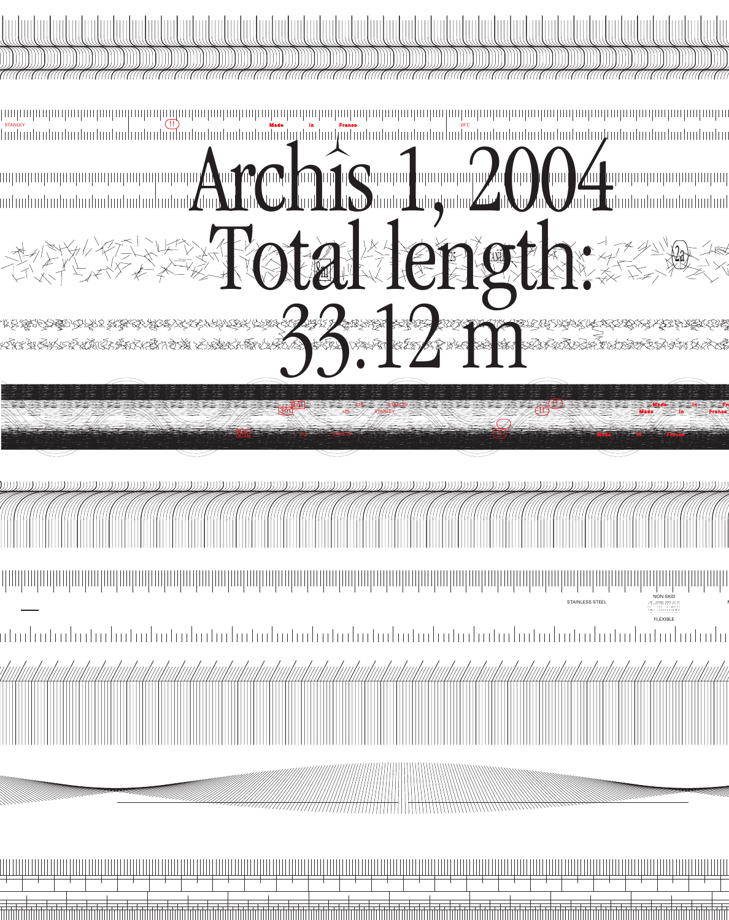# Archis 1, 2004
# Total length: 33.12 m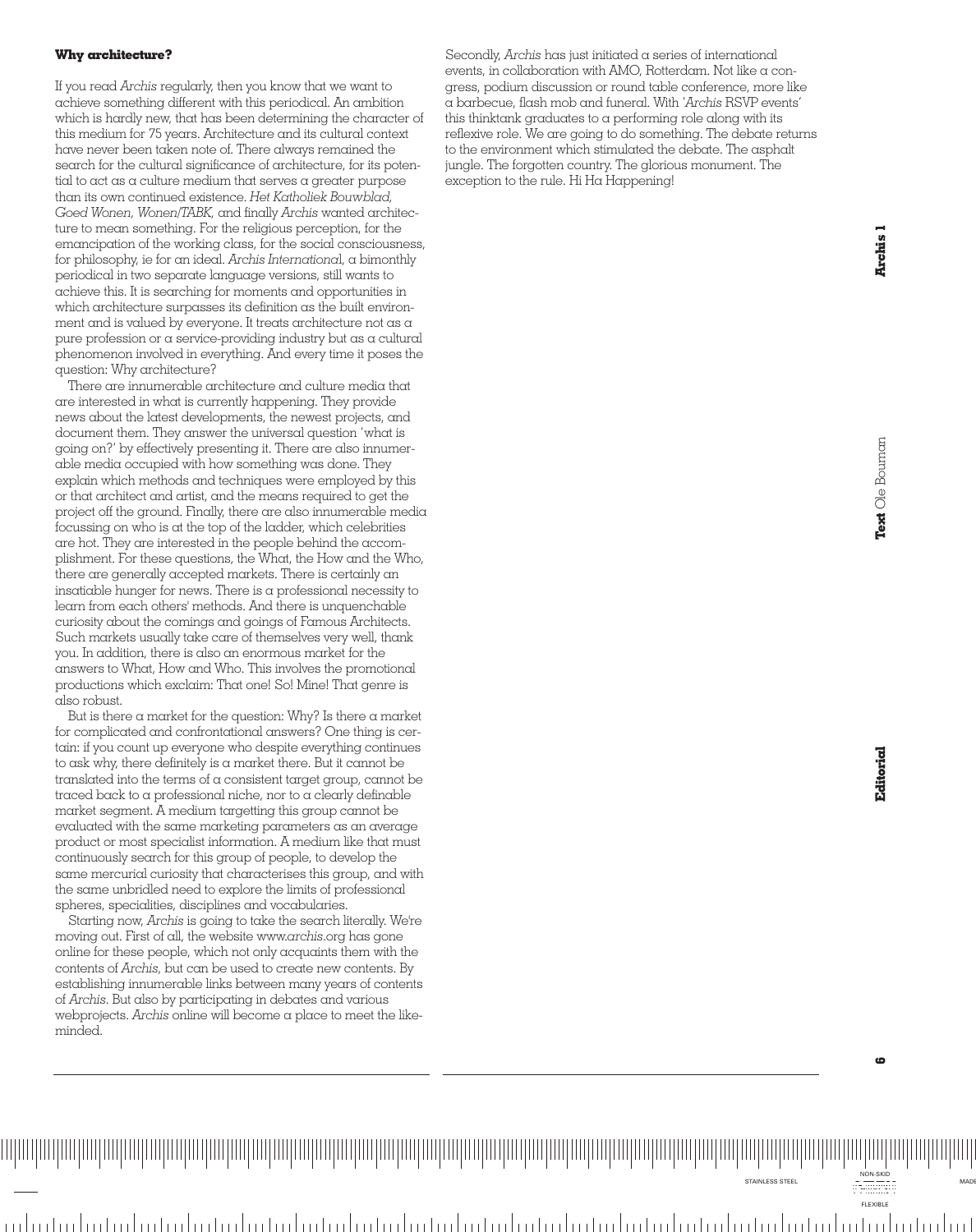### Why architecture?

If you read *Archis* regularly, then you know that we want to achieve something different with this periodical. An ambition which is hardly new, that has been determining the character of this medium for 75 years. Architecture and its cultural context have never been taken note of. There always remained the search for the cultural significance of architecture, for its potential to act as a culture medium that serves a greater purpose than its own continued existence. *Het Katholiek Bouwblad, Goed Wonen, Wonen/TABK,* and finally *Archis* wanted architecture to mean something. For the religious perception, for the emancipation of the working class, for the social consciousness, for philosophy, ie for an ideal. *Archis International*, a bimonthly periodical in two separate language versions, still wants to achieve this. It is searching for moments and opportunities in which architecture surpasses its definition as the built environment and is valued by everyone. It treats architecture not as a pure profession or a service-providing industry but as a cultural phenomenon involved in everything. And every time it poses the question: Why architecture?

There are innumerable architecture and culture media that are interested in what is currently happening. They provide news about the latest developments, the newest projects, and document them. They answer the universal question 'what is going on?' by effectively presenting it. There are also innumerable media occupied with how something was done. They explain which methods and techniques were employed by this or that architect and artist, and the means required to get the project off the ground. Finally, there are also innumerable media focussing on who is at the top of the ladder, which celebrities are hot. They are interested in the people behind the accomplishment. For these questions, the What, the How and the Who, there are generally accepted markets. There is certainly an insatiable hunger for news. There is a professional necessity to learn from each others' methods. And there is unquenchable curiosity about the comings and goings of Famous Architects. Such markets usually take care of themselves very well, thank you. In addition, there is also an enormous market for the answers to What, How and Who. This involves the promotional productions which exclaim: That one! So! Mine! That genre is also robust.

But is there a market for the question: Why? Is there a market for complicated and confrontational answers? One thing is certain: if you count up everyone who despite everything continues to ask why, there definitely is a market there. But it cannot be translated into the terms of a consistent target group, cannot be traced back to a professional niche, nor to a clearly definable market segment. A medium targetting this group cannot be evaluated with the same marketing parameters as an average product or most specialist information. A medium like that must continuously search for this group of people, to develop the same mercurial curiosity that characterises this group, and with the same unbridled need to explore the limits of professional spheres, specialities, disciplines and vocabularies.

Starting now, *Archis* is going to take the search literally. We're moving out. First of all, the website www.*archis*.org has gone online for these people, which not only acquaints them with the contents of *Archis*, but can be used to create new contents. By establishing innumerable links between many years of contents of *Archis*. But also by participating in debates and various webprojects. *Archis* online will become a place to meet the like-minded.

Secondly, *Archis* has just initiated a series of international events, in collaboration with AMO, Rotterdam. Not like a congress, podium discussion or round table conference, more like a barbecue, flash mob and funeral. With '*Archis* RSVP events' this thinktank graduates to a performing role along with its reflexive role. We are going to do something. The debate returns to the environment which stimulated the debate. The asphalt jungle. The forgotten country. The glorious monument. The exception to the rule. Hi Ha Happening!

**Editorial**

**Text** Ole Bouman